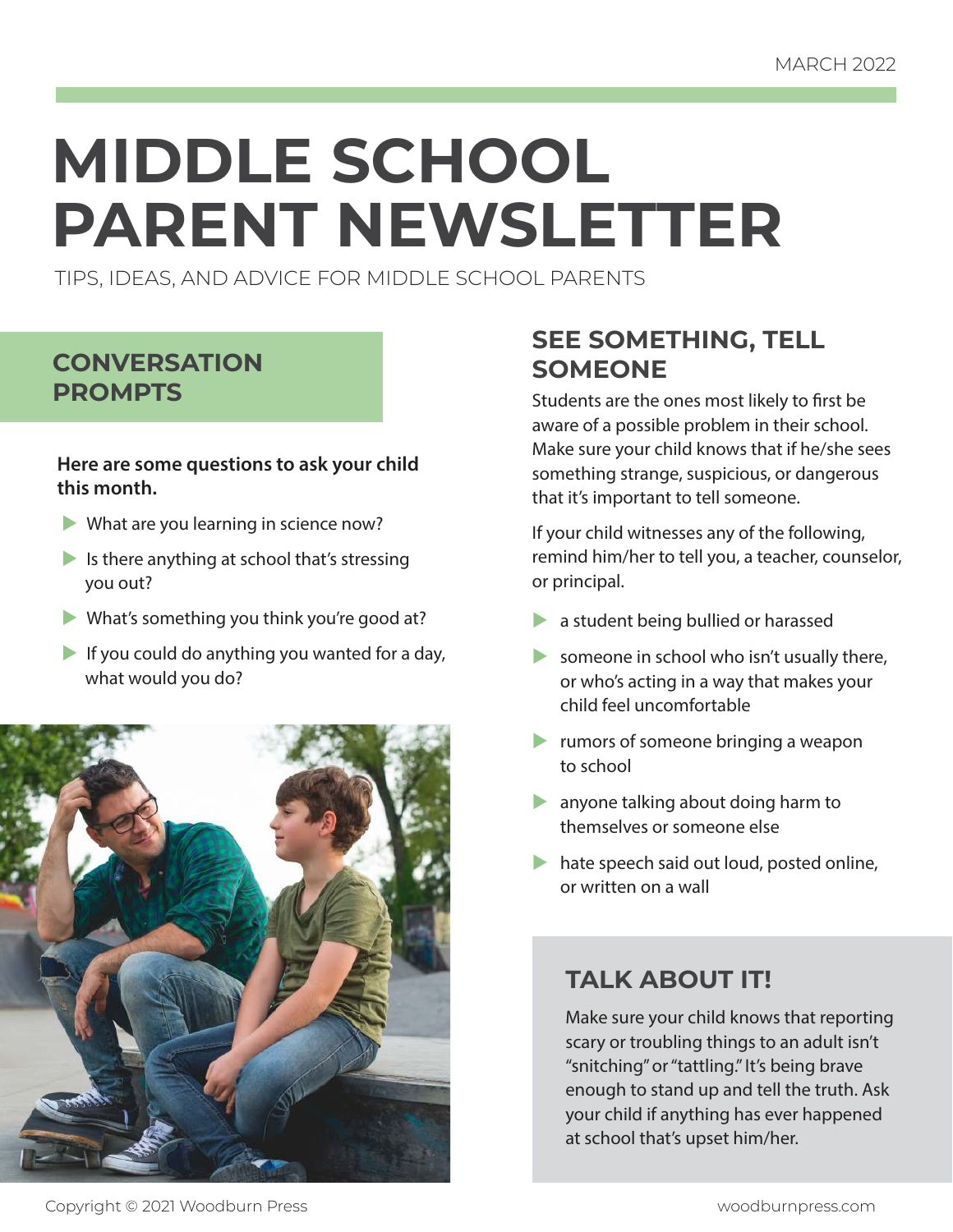MARCH 2022

# MIDDLE SCHOOL PARENT NEWSLETTER

TIPS, IDEAS, AND ADVICE FOR MIDDLE SCHOOL PARENTS

## CONVERSATION PROMPTS

**Here are some questions to ask your child this month.**

- What are you learning in science now?
- Is there anything at school that's stressing you out?
- What's something you think you're good at?
- If you could do anything you wanted for a day, what would you do?

## SEE SOMETHING, TELL SOMEONE

Students are the ones most likely to first be aware of a possible problem in their school. Make sure your child knows that if he/she sees something strange, suspicious, or dangerous that it's important to tell someone.

If your child witnesses any of the following, remind him/her to tell you, a teacher, counselor, or principal.

- a student being bullied or harassed
- someone in school who isn't usually there, or who's acting in a way that makes your child feel uncomfortable
- rumors of someone bringing a weapon to school
- anyone talking about doing harm to themselves or someone else
- hate speech said out loud, posted online, or written on a wall

### TALK ABOUT IT!

Make sure your child knows that reporting scary or troubling things to an adult isn't "snitching" or "tattling." It's being brave enough to stand up and tell the truth. Ask your child if anything has ever happened at school that's upset him/her.

Copyright © 2021 Woodburn Press

woodburnpress.com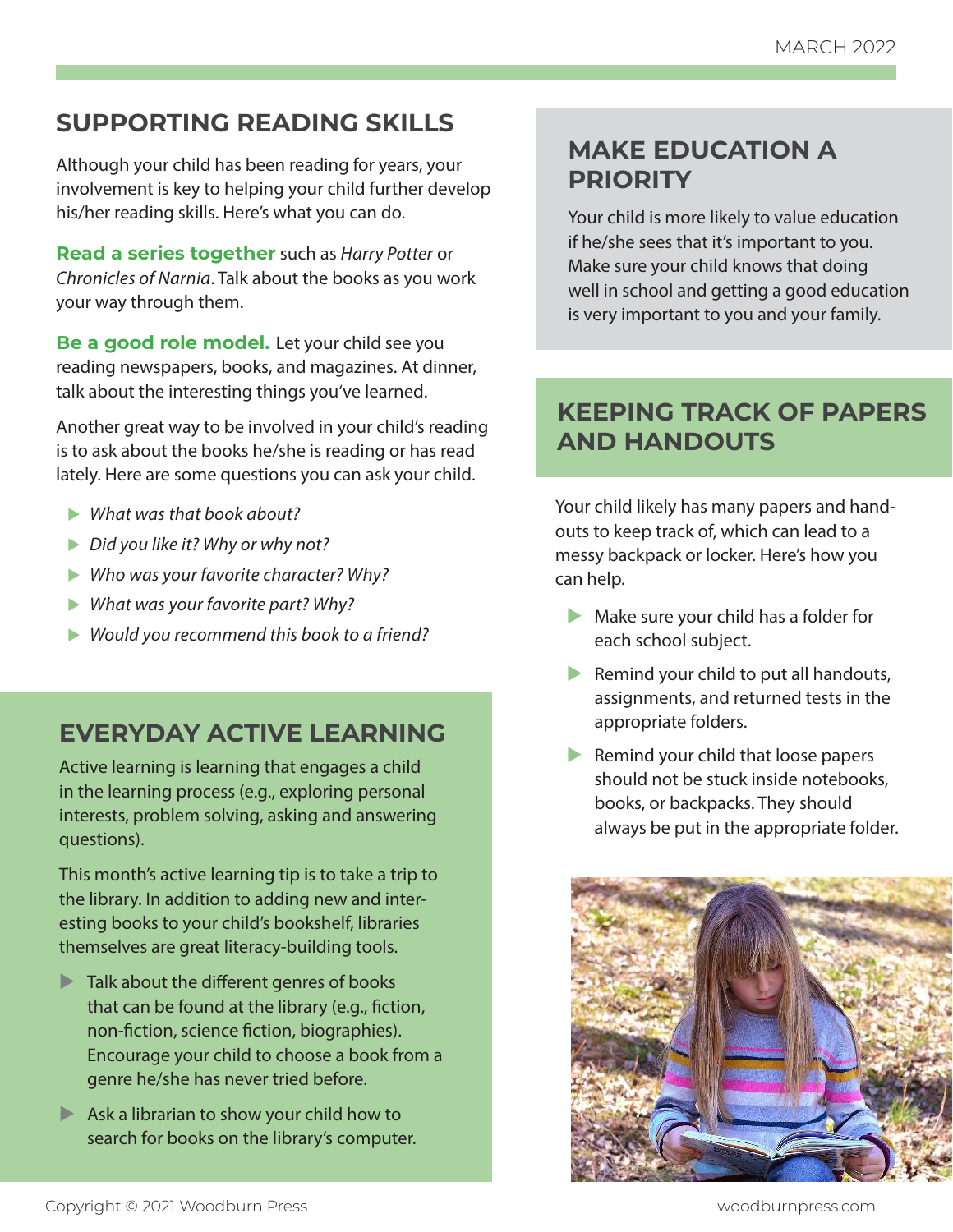## SUPPORTING READING SKILLS

Although your child has been reading for years, your involvement is key to helping your child further develop his/her reading skills. Here's what you can do.

**Read a series together** such as *Harry Potter* or *Chronicles of Narnia*. Talk about the books as you work your way through them.

**Be a good role model.** Let your child see you reading newspapers, books, and magazines. At dinner, talk about the interesting things you've learned.

Another great way to be involved in your child's reading is to ask about the books he/she is reading or has read lately. Here are some questions you can ask your child.

- *What was that book about?*
- *Did you like it? Why or why not?*
- *Who was your favorite character? Why?*
- *What was your favorite part? Why?*
- *Would you recommend this book to a friend?*

## EVERYDAY ACTIVE LEARNING

Active learning is learning that engages a child in the learning process (e.g., exploring personal interests, problem solving, asking and answering questions).

This month's active learning tip is to take a trip to the library. In addition to adding new and interesting books to your child's bookshelf, libraries themselves are great literacy-building tools.

- Talk about the different genres of books that can be found at the library (e.g., fiction, non-fiction, science fiction, biographies). Encourage your child to choose a book from a genre he/she has never tried before.
- Ask a librarian to show your child how to search for books on the library's computer.

## MAKE EDUCATION A PRIORITY

Your child is more likely to value education if he/she sees that it's important to you. Make sure your child knows that doing well in school and getting a good education is very important to you and your family.

## KEEPING TRACK OF PAPERS AND HANDOUTS

Your child likely has many papers and handouts to keep track of, which can lead to a messy backpack or locker. Here's how you can help.

- Make sure your child has a folder for each school subject.
- Remind your child to put all handouts, assignments, and returned tests in the appropriate folders.
- Remind your child that loose papers should not be stuck inside notebooks, books, or backpacks. They should always be put in the appropriate folder.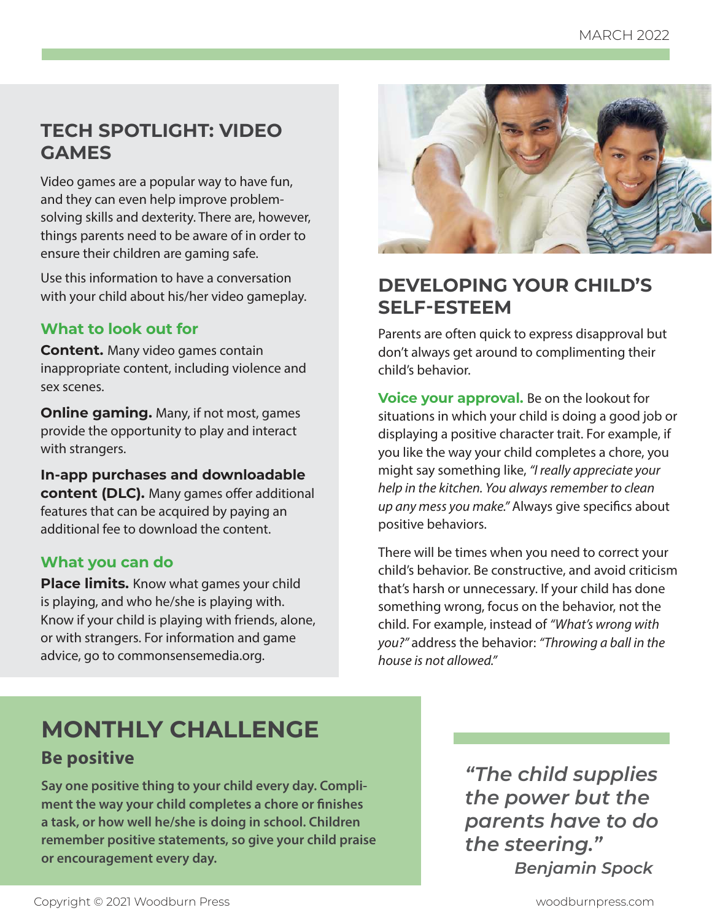## TECH SPOTLIGHT: VIDEO GAMES

Video games are a popular way to have fun, and they can even help improve problem-solving skills and dexterity. There are, however, things parents need to be aware of in order to ensure their children are gaming safe.

Use this information to have a conversation with your child about his/her video gameplay.

### What to look out for

**Content.** Many video games contain inappropriate content, including violence and sex scenes.

**Online gaming.** Many, if not most, games provide the opportunity to play and interact with strangers.

**In-app purchases and downloadable content (DLC).** Many games offer additional features that can be acquired by paying an additional fee to download the content.

### What you can do

**Place limits.** Know what games your child is playing, and who he/she is playing with. Know if your child is playing with friends, alone, or with strangers. For information and game advice, go to commonsensemedia.org.

## DEVELOPING YOUR CHILD'S SELF-ESTEEM

Parents are often quick to express disapproval but don't always get around to complimenting their child's behavior.

**Voice your approval.** Be on the lookout for situations in which your child is doing a good job or displaying a positive character trait. For example, if you like the way your child completes a chore, you might say something like, *"I really appreciate your help in the kitchen. You always remember to clean up any mess you make."* Always give specifics about positive behaviors.

There will be times when you need to correct your child's behavior. Be constructive, and avoid criticism that's harsh or unnecessary. If your child has done something wrong, focus on the behavior, not the child. For example, instead of *"What's wrong with you?"* address the behavior: *"Throwing a ball in the house is not allowed."*

## MONTHLY CHALLENGE

### Be positive

**Say one positive thing to your child every day. Compliment the way your child completes a chore or finishes a task, or how well he/she is doing in school. Children remember positive statements, so give your child praise or encouragement every day.**

> ***"The child supplies the power but the parents have to do the steering."***
>
> ***Benjamin Spock***

Copyright © 2021 Woodburn Press

woodburnpress.com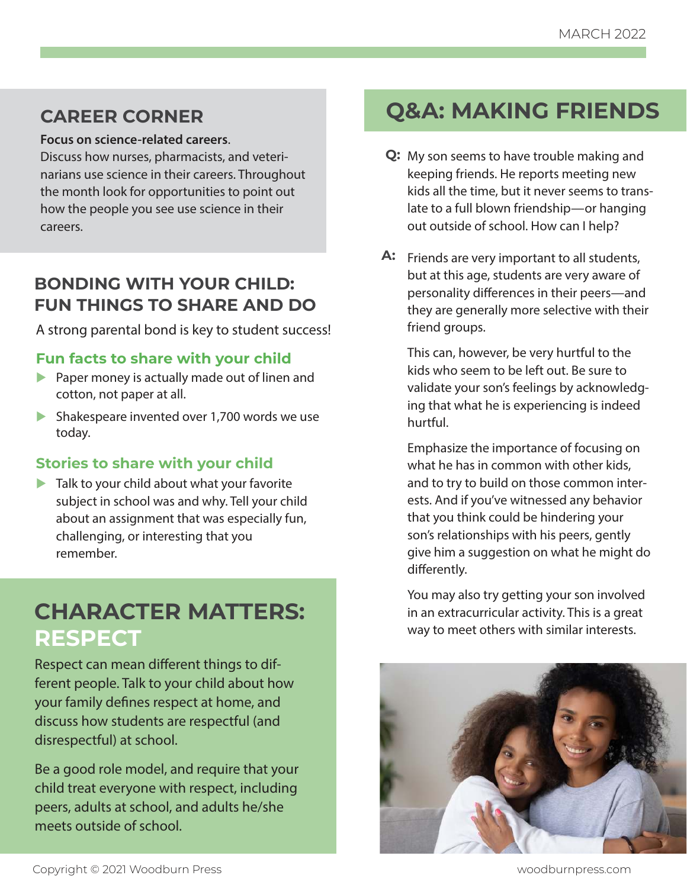## CAREER CORNER

**Focus on science-related careers**.
Discuss how nurses, pharmacists, and veterinarians use science in their careers. Throughout the month look for opportunities to point out how the people you see use science in their careers.

## BONDING WITH YOUR CHILD: FUN THINGS TO SHARE AND DO

A strong parental bond is key to student success!

### Fun facts to share with your child

- Paper money is actually made out of linen and cotton, not paper at all.
- Shakespeare invented over 1,700 words we use today.

### Stories to share with your child

- Talk to your child about what your favorite subject in school was and why. Tell your child about an assignment that was especially fun, challenging, or interesting that you remember.

## CHARACTER MATTERS: RESPECT

Respect can mean different things to different people. Talk to your child about how your family defines respect at home, and discuss how students are respectful (and disrespectful) at school.

Be a good role model, and require that your child treat everyone with respect, including peers, adults at school, and adults he/she meets outside of school.

## Q&A: MAKING FRIENDS

**Q:** My son seems to have trouble making and keeping friends. He reports meeting new kids all the time, but it never seems to translate to a full blown friendship—or hanging out outside of school. How can I help?

**A:** Friends are very important to all students, but at this age, students are very aware of personality differences in their peers—and they are generally more selective with their friend groups.

This can, however, be very hurtful to the kids who seem to be left out. Be sure to validate your son's feelings by acknowledging that what he is experiencing is indeed hurtful.

Emphasize the importance of focusing on what he has in common with other kids, and to try to build on those common interests. And if you've witnessed any behavior that you think could be hindering your son's relationships with his peers, gently give him a suggestion on what he might do differently.

You may also try getting your son involved in an extracurricular activity. This is a great way to meet others with similar interests.